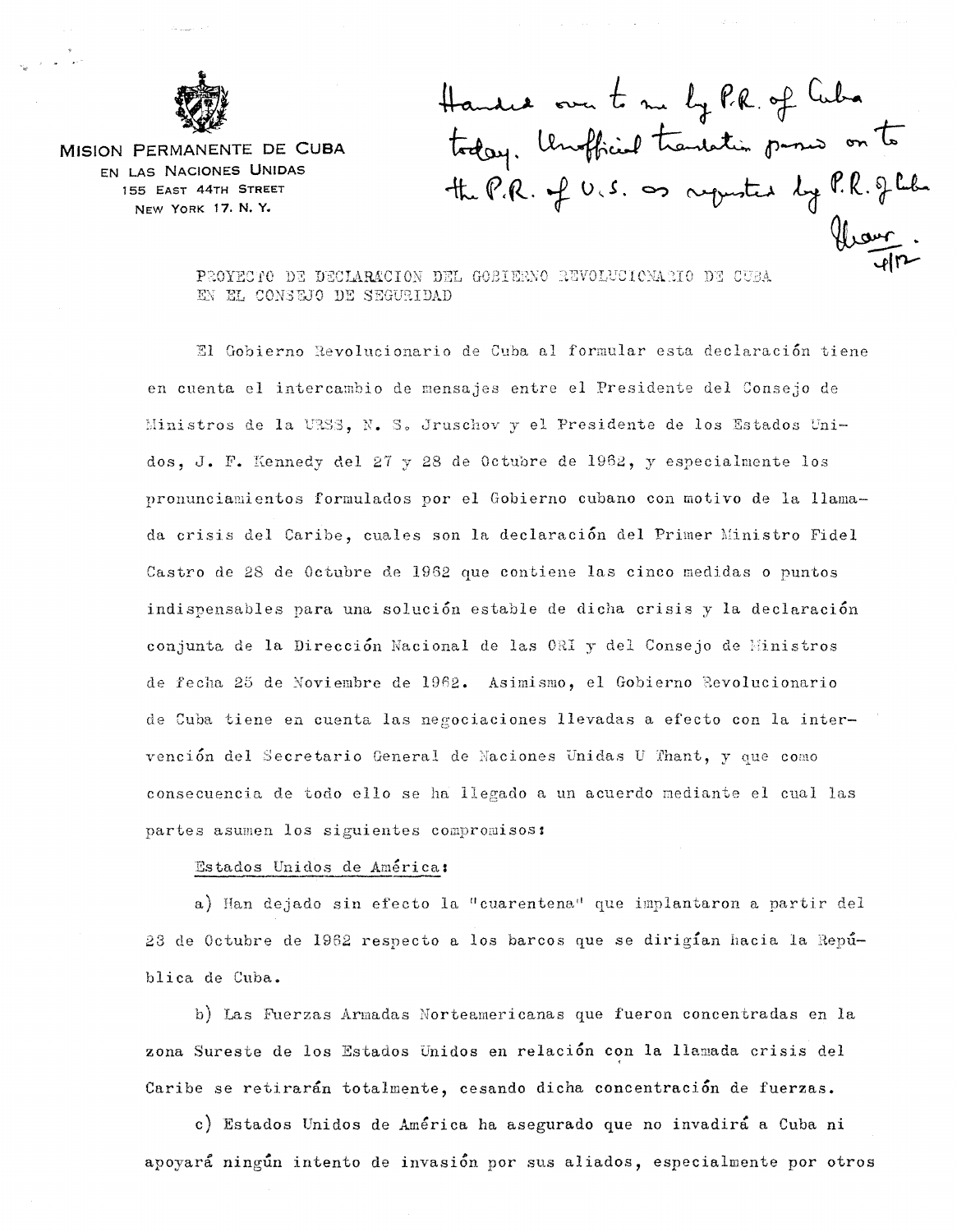MISION PERMANENTE DE CUBA
EN LAS NACIONES UNIDAS
155 EAST 44TH STREET
NEW YORK 17. N. Y.

Handed over to me by P.R. of Cuba today. Unofficial translation passed on to the P.R. of U.S. as requested by P.R. of Cuba

Thant.
4/12

PROYECTO DE DECLARACION DEL GOBIERNO REVOLUCIONARIO DE CUBA EN EL CONSEJO DE SEGURIDAD

El Gobierno Revolucionario de Cuba al formular esta declaración tiene en cuenta el intercambio de mensajes entre el Presidente del Consejo de Ministros de la URSS, N. S. Jruschov y el Presidente de los Estados Unidos, J. F. Kennedy del 27 y 28 de Octubre de 1962, y especialmente los pronunciamientos formulados por el Gobierno cubano con motivo de la llamada crisis del Caribe, cuales son la declaración del Primer Ministro Fidel Castro de 28 de Octubre de 1962 que contiene las cinco medidas o puntos indispensables para una solución estable de dicha crisis y la declaración conjunta de la Dirección Nacional de las ORI y del Consejo de Ministros de fecha 25 de Noviembre de 1962. Asimismo, el Gobierno Revolucionario de Cuba tiene en cuenta las negociaciones llevadas a efecto con la intervención del Secretario General de Naciones Unidas U Thant, y que como consecuencia de todo ello se ha llegado a un acuerdo mediante el cual las partes asumen los siguientes compromisos:

Estados Unidos de América:

a) Han dejado sin efecto la "cuarentena" que implantaron a partir del 23 de Octubre de 1962 respecto a los barcos que se dirigían hacia la República de Cuba.

b) Las Fuerzas Armadas Norteamericanas que fueron concentradas en la zona Sureste de los Estados Unidos en relación con la llamada crisis del Caribe se retirarán totalmente, cesando dicha concentración de fuerzas.

c) Estados Unidos de América ha asegurado que no invadirá a Cuba ni apoyará ningún intento de invasión por sus aliados, especialmente por otros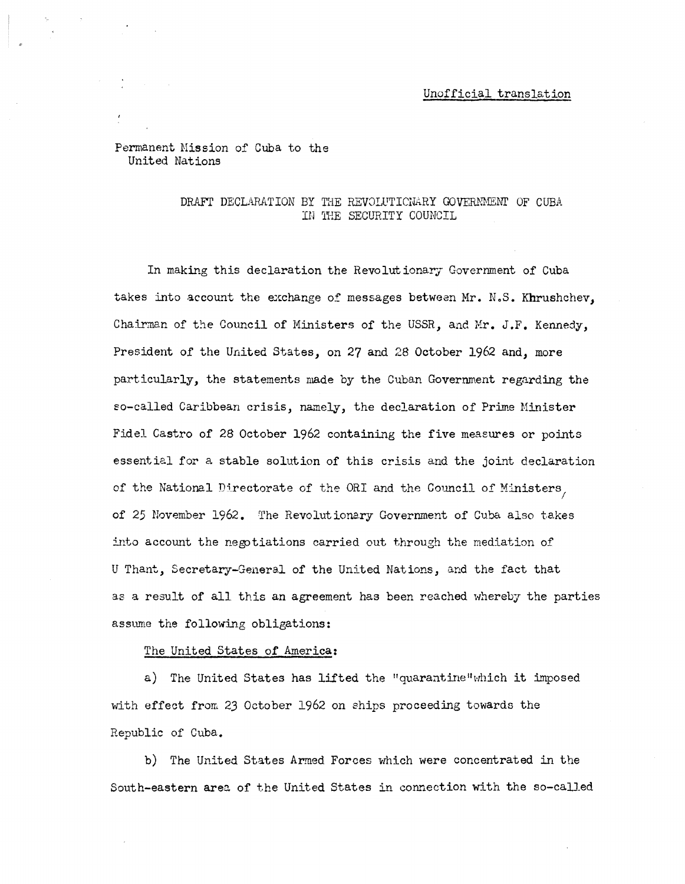Unofficial translation

Permanent Mission of Cuba to the
United Nations

DRAFT DECLARATION BY THE REVOLUTIONARY GOVERNMENT OF CUBA
IN THE SECURITY COUNCIL

In making this declaration the Revolutionary Government of Cuba takes into account the exchange of messages between Mr. N.S. Khrushchev, Chairman of the Council of Ministers of the USSR, and Mr. J.F. Kennedy, President of the United States, on 27 and 28 October 1962 and, more particularly, the statements made by the Cuban Government regarding the so-called Caribbean crisis, namely, the declaration of Prime Minister Fidel Castro of 28 October 1962 containing the five measures or points essential for a stable solution of this crisis and the joint declaration of the National Directorate of the ORI and the Council of Ministers of 25 November 1962. The Revolutionary Government of Cuba also takes into account the negotiations carried out through the mediation of U Thant, Secretary-General of the United Nations, and the fact that as a result of all this an agreement has been reached whereby the parties assume the following obligations:

The United States of America:

a) The United States has lifted the "quarantine" which it imposed with effect from 23 October 1962 on ships proceeding towards the Republic of Cuba.

b) The United States Armed Forces which were concentrated in the South-eastern area of the United States in connection with the so-called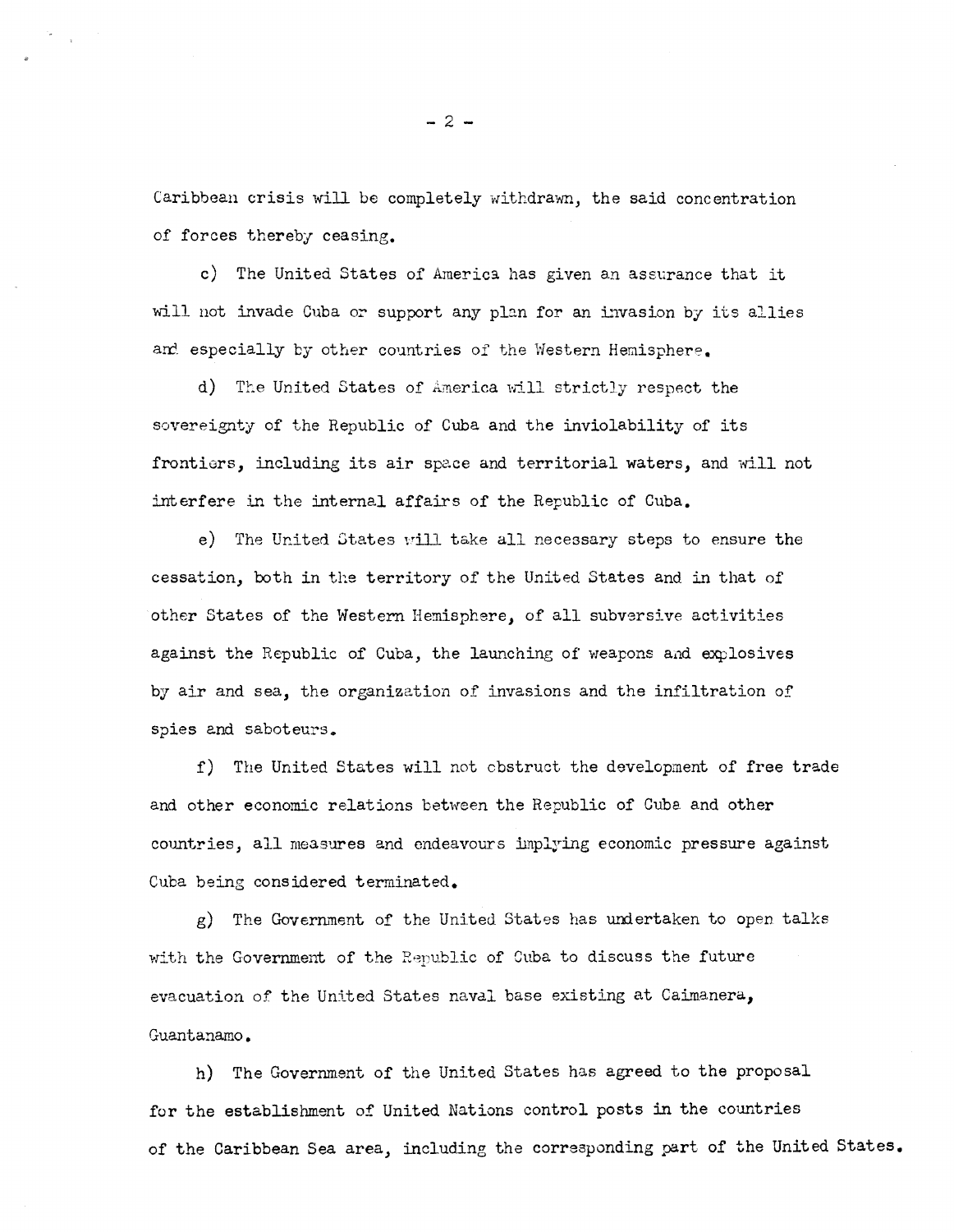Caribbean crisis will be completely withdrawn, the said concentration of forces thereby ceasing.

c) The United States of America has given an assurance that it will not invade Cuba or support any plan for an invasion by its allies and especially by other countries of the Western Hemisphere.

d) The United States of America will strictly respect the sovereignty of the Republic of Cuba and the inviolability of its frontiers, including its air space and territorial waters, and will not interfere in the internal affairs of the Republic of Cuba.

e) The United States will take all necessary steps to ensure the cessation, both in the territory of the United States and in that of other States of the Western Hemisphere, of all subversive activities against the Republic of Cuba, the launching of weapons and explosives by air and sea, the organization of invasions and the infiltration of spies and saboteurs.

f) The United States will not obstruct the development of free trade and other economic relations between the Republic of Cuba and other countries, all measures and endeavours implying economic pressure against Cuba being considered terminated.

g) The Government of the United States has undertaken to open talks with the Government of the Republic of Cuba to discuss the future evacuation of the United States naval base existing at Caimanera, Guantanamo.

h) The Government of the United States has agreed to the proposal for the establishment of United Nations control posts in the countries of the Caribbean Sea area, including the corresponding part of the United States.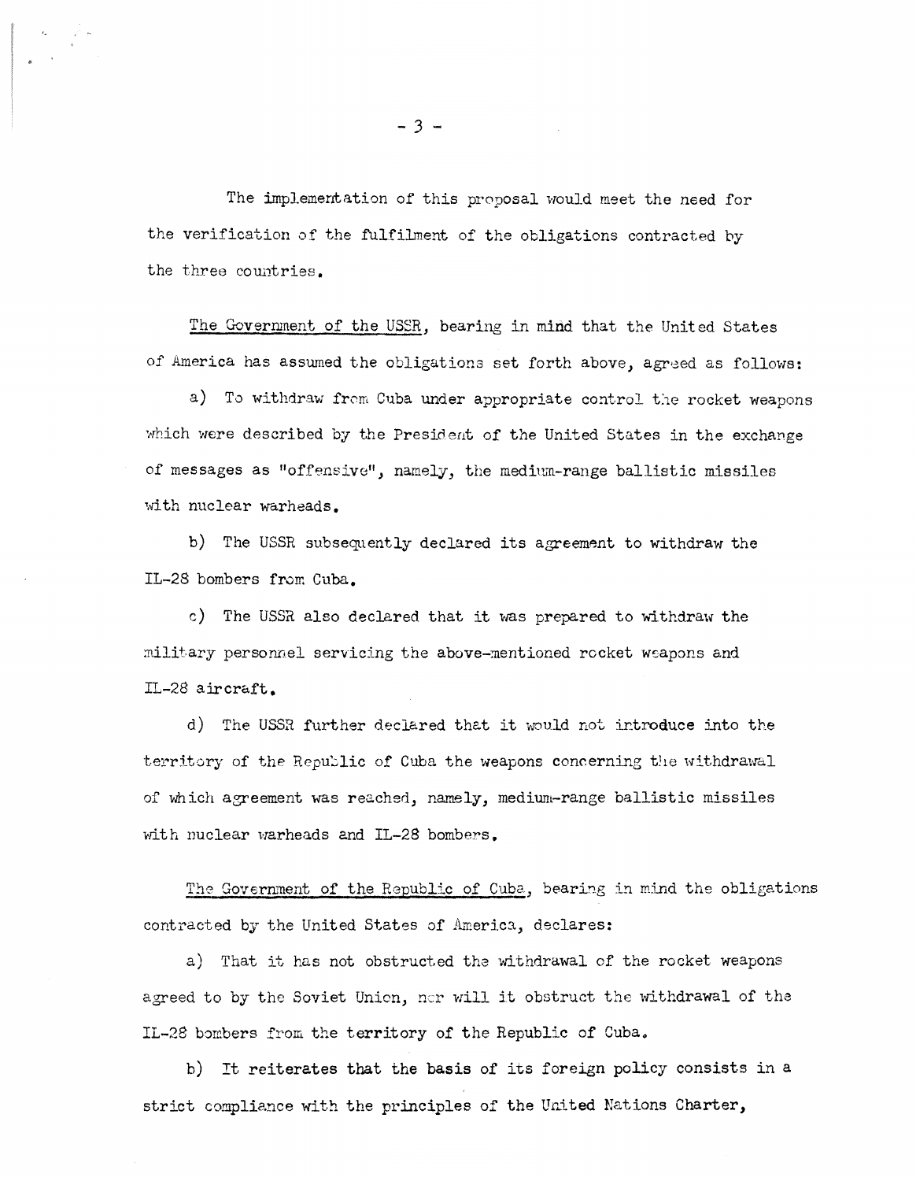The implementation of this proposal would meet the need for the verification of the fulfilment of the obligations contracted by the three countries.

The Government of the USSR, bearing in mind that the United States of America has assumed the obligations set forth above, agreed as follows:

a) To withdraw from Cuba under appropriate control the rocket weapons which were described by the President of the United States in the exchange of messages as "offensive", namely, the medium-range ballistic missiles with nuclear warheads.

b) The USSR subsequently declared its agreement to withdraw the IL-28 bombers from Cuba.

c) The USSR also declared that it was prepared to withdraw the military personnel servicing the above-mentioned rocket weapons and IL-28 aircraft.

d) The USSR further declared that it would not introduce into the territory of the Republic of Cuba the weapons concerning the withdrawal of which agreement was reached, namely, medium-range ballistic missiles with nuclear warheads and IL-28 bombers.

The Government of the Republic of Cuba, bearing in mind the obligations contracted by the United States of America, declares:

a) That it has not obstructed the withdrawal of the rocket weapons agreed to by the Soviet Union, nor will it obstruct the withdrawal of the IL-28 bombers from the territory of the Republic of Cuba.

b) It reiterates that the basis of its foreign policy consists in a strict compliance with the principles of the United Nations Charter,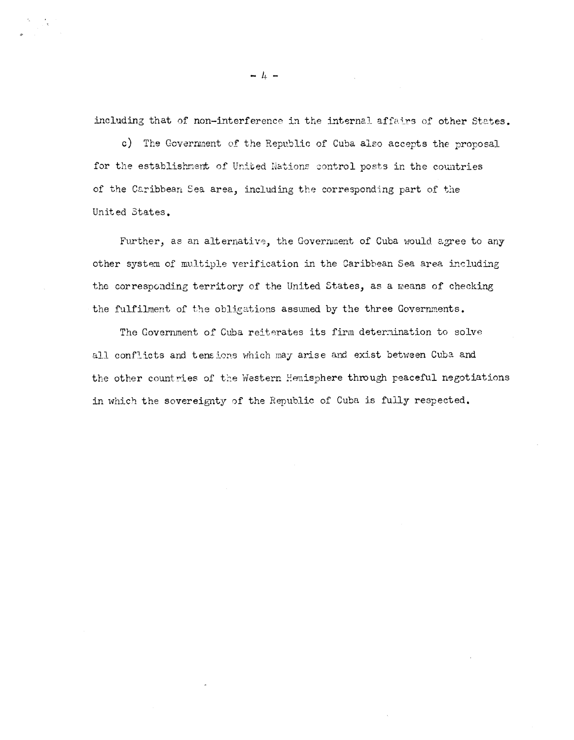including that of non-interference in the internal affairs of other States.

c) The Government of the Republic of Cuba also accepts the proposal for the establishment of United Nations control posts in the countries of the Caribbean Sea area, including the corresponding part of the United States.

Further, as an alternative, the Government of Cuba would agree to any other system of multiple verification in the Caribbean Sea area including the corresponding territory of the United States, as a means of checking the fulfilment of the obligations assumed by the three Governments.

The Government of Cuba reiterates its firm determination to solve all conflicts and tensions which may arise and exist between Cuba and the other countries of the Western Hemisphere through peaceful negotiations in which the sovereignty of the Republic of Cuba is fully respected.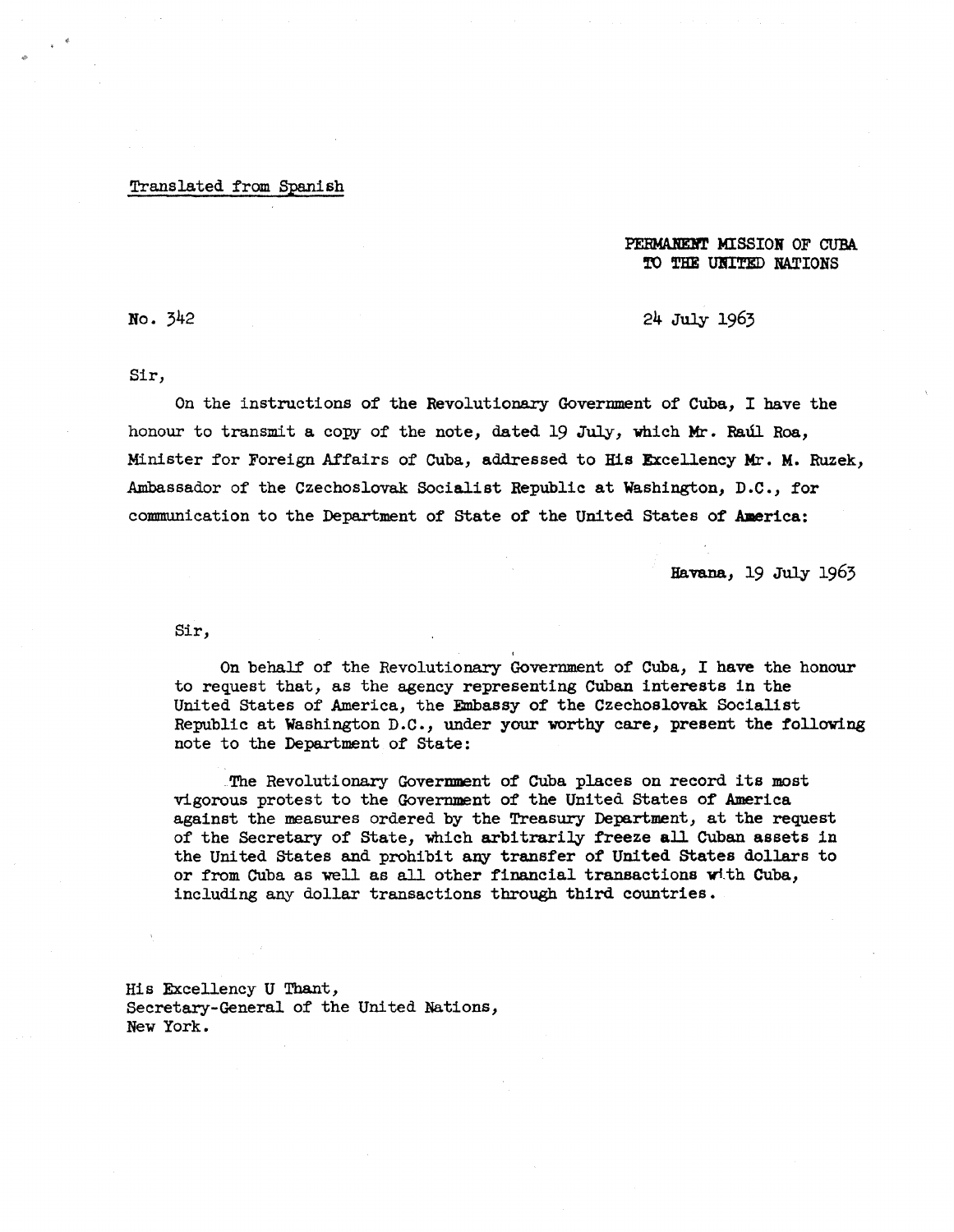Translated from Spanish

PERMANENT MISSION OF CUBA
TO THE UNITED NATIONS

No. 342

24 July 1963

Sir,

On the instructions of the Revolutionary Government of Cuba, I have the honour to transmit a copy of the note, dated 19 July, which Mr. Raúl Roa, Minister for Foreign Affairs of Cuba, addressed to His Excellency Mr. M. Ruzek, Ambassador of the Czechoslovak Socialist Republic at Washington, D.C., for communication to the Department of State of the United States of America:

Havana, 19 July 1963

Sir,

On behalf of the Revolutionary Government of Cuba, I have the honour to request that, as the agency representing Cuban interests in the United States of America, the Embassy of the Czechoslovak Socialist Republic at Washington D.C., under your worthy care, present the following note to the Department of State:

The Revolutionary Government of Cuba places on record its most vigorous protest to the Government of the United States of America against the measures ordered by the Treasury Department, at the request of the Secretary of State, which arbitrarily freeze all Cuban assets in the United States and prohibit any transfer of United States dollars to or from Cuba as well as all other financial transactions with Cuba, including any dollar transactions through third countries.

His Excellency U Thant,
Secretary-General of the United Nations,
New York.